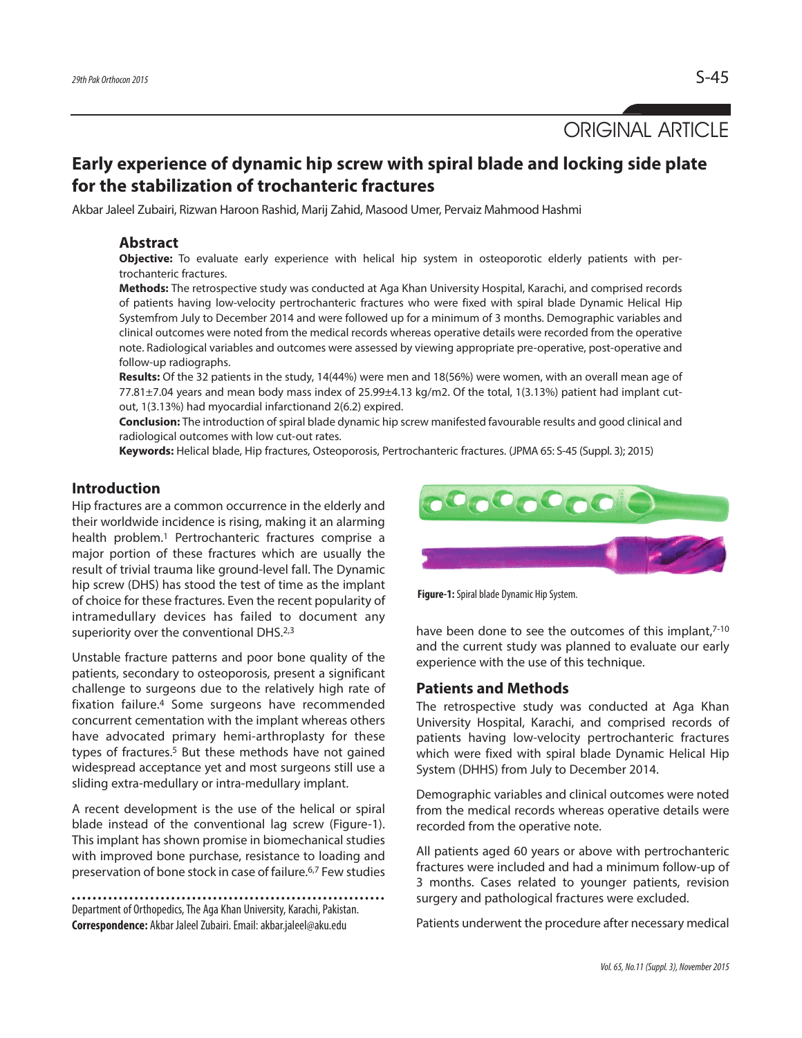ORIGINAL ARTICLE

# Early experience of dynamic hip screw with spiral blade and locking side plate for the stabilization of trochanteric fractures

Akbar Jaleel Zubairi, Rizwan Haroon Rashid, Marij Zahid, Masood Umer, Pervaiz Mahmood Hashmi

## Abstract

**Objective:** To evaluate early experience with helical hip system in osteoporotic elderly patients with per-trochanteric fractures.

**Methods:** The retrospective study was conducted at Aga Khan University Hospital, Karachi, and comprised records of patients having low-velocity pertrochanteric fractures who were fixed with spiral blade Dynamic Helical Hip Systemfrom July to December 2014 and were followed up for a minimum of 3 months. Demographic variables and clinical outcomes were noted from the medical records whereas operative details were recorded from the operative note. Radiological variables and outcomes were assessed by viewing appropriate pre-operative, post-operative and follow-up radiographs.

**Results:** Of the 32 patients in the study, 14(44%) were men and 18(56%) were women, with an overall mean age of 77.81±7.04 years and mean body mass index of 25.99±4.13 kg/m2. Of the total, 1(3.13%) patient had implant cut-out, 1(3.13%) had myocardial infarctionand 2(6.2) expired.

**Conclusion:** The introduction of spiral blade dynamic hip screw manifested favourable results and good clinical and radiological outcomes with low cut-out rates.

**Keywords:** Helical blade, Hip fractures, Osteoporosis, Pertrochanteric fractures. (JPMA 65: S-45 (Suppl. 3); 2015)

## Introduction

Hip fractures are a common occurrence in the elderly and their worldwide incidence is rising, making it an alarming health problem.[1] Pertrochanteric fractures comprise a major portion of these fractures which are usually the result of trivial trauma like ground-level fall. The Dynamic hip screw (DHS) has stood the test of time as the implant of choice for these fractures. Even the recent popularity of intramedullary devices has failed to document any superiority over the conventional DHS.[2,3]

Unstable fracture patterns and poor bone quality of the patients, secondary to osteoporosis, present a significant challenge to surgeons due to the relatively high rate of fixation failure.[4] Some surgeons have recommended concurrent cementation with the implant whereas others have advocated primary hemi-arthroplasty for these types of fractures.[5] But these methods have not gained widespread acceptance yet and most surgeons still use a sliding extra-medullary or intra-medullary implant.

A recent development is the use of the helical or spiral blade instead of the conventional lag screw (Figure-1). This implant has shown promise in biomechanical studies with improved bone purchase, resistance to loading and preservation of bone stock in case of failure.[6,7] Few studies have been done to see the outcomes of this implant,[7-10] and the current study was planned to evaluate our early experience with the use of this technique.

**Figure-1:** Spiral blade Dynamic Hip System.

## Patients and Methods

The retrospective study was conducted at Aga Khan University Hospital, Karachi, and comprised records of patients having low-velocity pertrochanteric fractures which were fixed with spiral blade Dynamic Helical Hip System (DHHS) from July to December 2014.

Demographic variables and clinical outcomes were noted from the medical records whereas operative details were recorded from the operative note.

All patients aged 60 years or above with pertrochanteric fractures were included and had a minimum follow-up of 3 months. Cases related to younger patients, revision surgery and pathological fractures were excluded.

Patients underwent the procedure after necessary medical

Department of Orthopedics, The Aga Khan University, Karachi, Pakistan.

**Correspondence:** Akbar Jaleel Zubairi. Email: akbar.jaleel@aku.edu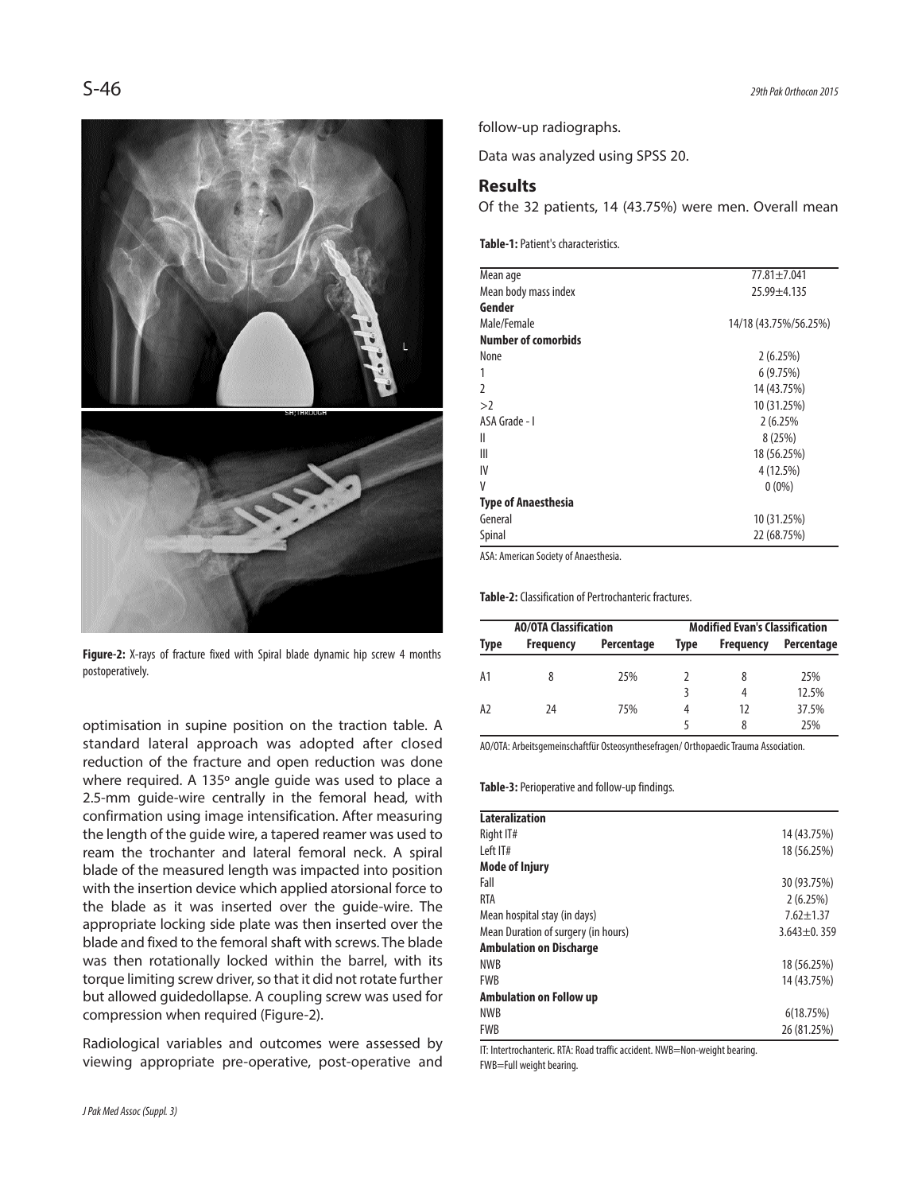Figure-2: X-rays of fracture fixed with Spiral blade dynamic hip screw 4 months postoperatively.

optimisation in supine position on the traction table. A standard lateral approach was adopted after closed reduction of the fracture and open reduction was done where required. A 135º angle guide was used to place a 2.5-mm guide-wire centrally in the femoral head, with confirmation using image intensification. After measuring the length of the guide wire, a tapered reamer was used to ream the trochanter and lateral femoral neck. A spiral blade of the measured length was impacted into position with the insertion device which applied atorsional force to the blade as it was inserted over the guide-wire. The appropriate locking side plate was then inserted over the blade and fixed to the femoral shaft with screws. The blade was then rotationally locked within the barrel, with its torque limiting screw driver, so that it did not rotate further but allowed guidedollapse. A coupling screw was used for compression when required (Figure-2).

Radiological variables and outcomes were assessed by viewing appropriate pre-operative, post-operative and follow-up radiographs.

Data was analyzed using SPSS 20.

## Results

Of the 32 patients, 14 (43.75%) were men. Overall mean

**Table-1:** Patient's characteristics.

| | |
|---|---|
| Mean age | 77.81±7.041 |
| Mean body mass index | 25.99±4.135 |
| **Gender** | |
| Male/Female | 14/18 (43.75%/56.25%) |
| **Number of comorbids** | |
| None | 2 (6.25%) |
| 1 | 6 (9.75%) |
| 2 | 14 (43.75%) |
| >2 | 10 (31.25%) |
| ASA Grade - I | 2 (6.25% |
| II | 8 (25%) |
| III | 18 (56.25%) |
| IV | 4 (12.5%) |
| V | 0 (0%) |
| **Type of Anaesthesia** | |
| General | 10 (31.25%) |
| Spinal | 22 (68.75%) |

ASA: American Society of Anaesthesia.

**Table-2:** Classification of Pertrochanteric fractures.

| AO/OTA Classification | | | Modified Evan's Classification | | |
|---|---|---|---|---|---|
| Type | Frequency | Percentage | Type | Frequency | Percentage |
| A1 | 8 | 25% | 2 | 8 | 25% |
| | | | 3 | 4 | 12.5% |
| A2 | 24 | 75% | 4 | 12 | 37.5% |
| | | | 5 | 8 | 25% |

AO/OTA: Arbeitsgemeinschaftfür Osteosynthesefragen/ Orthopaedic Trauma Association.

**Table-3:** Perioperative and follow-up findings.

| | |
|---|---|
| **Lateralization** | |
| Right IT# | 14 (43.75%) |
| Left IT# | 18 (56.25%) |
| **Mode of Injury** | |
| Fall | 30 (93.75%) |
| RTA | 2 (6.25%) |
| Mean hospital stay (in days) | 7.62±1.37 |
| Mean Duration of surgery (in hours) | 3.643±0. 359 |
| **Ambulation on Discharge** | |
| NWB | 18 (56.25%) |
| FWB | 14 (43.75%) |
| **Ambulation on Follow up** | |
| NWB | 6(18.75%) |
| FWB | 26 (81.25%) |

IT: Intertrochanteric. RTA: Road traffic accident. NWB=Non-weight bearing. FWB=Full weight bearing.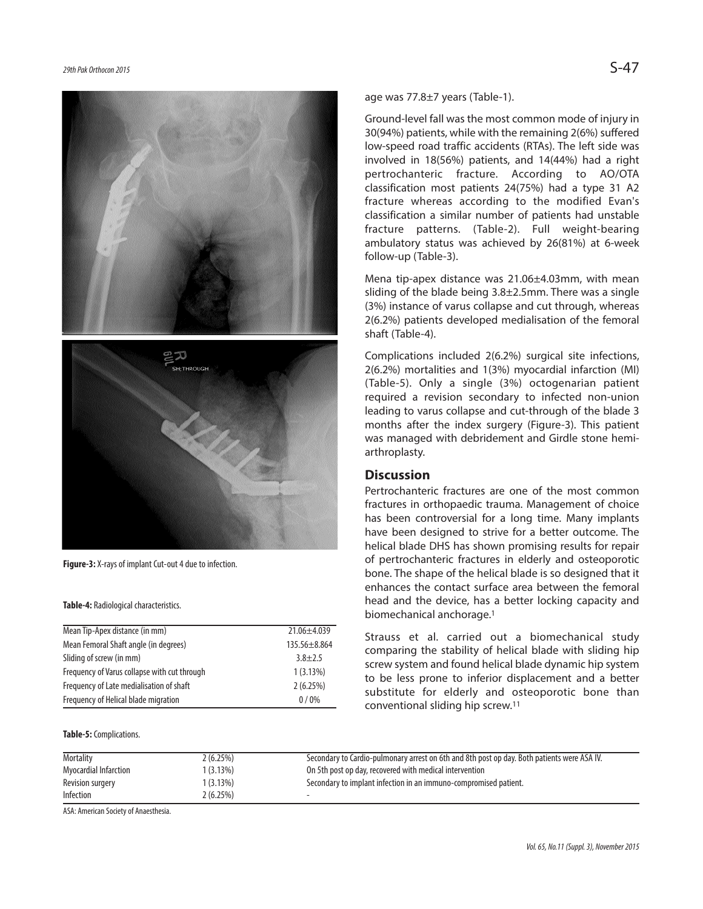Figure-3: X-rays of implant Cut-out 4 due to infection.

Table-4: Radiological characteristics.

| | |
|---|---|
| Mean Tip-Apex distance (in mm) | 21.06±4.039 |
| Mean Femoral Shaft angle (in degrees) | 135.56±8.864 |
| Sliding of screw (in mm) | 3.8±2.5 |
| Frequency of Varus collapse with cut through | 1 (3.13%) |
| Frequency of Late medialisation of shaft | 2 (6.25%) |
| Frequency of Helical blade migration | 0 / 0% |

Table-5: Complications.

| | | |
|---|---|---|
| Mortality | 2 (6.25%) | Secondary to Cardio-pulmonary arrest on 6th and 8th post op day. Both patients were ASA IV. |
| Myocardial Infarction | 1 (3.13%) | On 5th post op day, recovered with medical intervention |
| Revision surgery | 1 (3.13%) | Secondary to implant infection in an immuno-compromised patient. |
| Infection | 2 (6.25%) | - |

ASA: American Society of Anaesthesia.

age was 77.8±7 years (Table-1).

Ground-level fall was the most common mode of injury in 30(94%) patients, while with the remaining 2(6%) suffered low-speed road traffic accidents (RTAs). The left side was involved in 18(56%) patients, and 14(44%) had a right pertrochanteric fracture. According to AO/OTA classification most patients 24(75%) had a type 31 A2 fracture whereas according to the modified Evan's classification a similar number of patients had unstable fracture patterns. (Table-2). Full weight-bearing ambulatory status was achieved by 26(81%) at 6-week follow-up (Table-3).

Mena tip-apex distance was 21.06±4.03mm, with mean sliding of the blade being 3.8±2.5mm. There was a single (3%) instance of varus collapse and cut through, whereas 2(6.2%) patients developed medialisation of the femoral shaft (Table-4).

Complications included 2(6.2%) surgical site infections, 2(6.2%) mortalities and 1(3%) myocardial infarction (MI) (Table-5). Only a single (3%) octogenarian patient required a revision secondary to infected non-union leading to varus collapse and cut-through of the blade 3 months after the index surgery (Figure-3). This patient was managed with debridement and Girdle stone hemi-arthroplasty.

## Discussion

Pertrochanteric fractures are one of the most common fractures in orthopaedic trauma. Management of choice has been controversial for a long time. Many implants have been designed to strive for a better outcome. The helical blade DHS has shown promising results for repair of pertrochanteric fractures in elderly and osteoporotic bone. The shape of the helical blade is so designed that it enhances the contact surface area between the femoral head and the device, has a better locking capacity and biomechanical anchorage.[1]

Strauss et al. carried out a biomechanical study comparing the stability of helical blade with sliding hip screw system and found helical blade dynamic hip system to be less prone to inferior displacement and a better substitute for elderly and osteoporotic bone than conventional sliding hip screw.[11]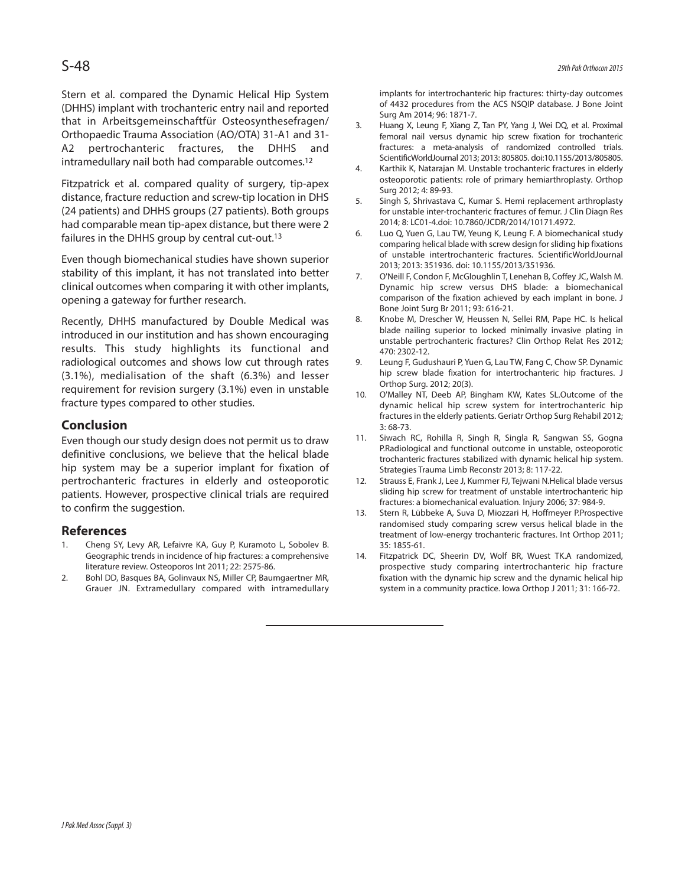Stern et al. compared the Dynamic Helical Hip System (DHHS) implant with trochanteric entry nail and reported that in Arbeitsgemeinschaftfür Osteosynthesefragen/ Orthopaedic Trauma Association (AO/OTA) 31-A1 and 31-A2 pertrochanteric fractures, the DHHS and intramedullary nail both had comparable outcomes.[12]

Fitzpatrick et al. compared quality of surgery, tip-apex distance, fracture reduction and screw-tip location in DHS (24 patients) and DHHS groups (27 patients). Both groups had comparable mean tip-apex distance, but there were 2 failures in the DHHS group by central cut-out.[13]

Even though biomechanical studies have shown superior stability of this implant, it has not translated into better clinical outcomes when comparing it with other implants, opening a gateway for further research.

Recently, DHHS manufactured by Double Medical was introduced in our institution and has shown encouraging results. This study highlights its functional and radiological outcomes and shows low cut through rates (3.1%), medialisation of the shaft (6.3%) and lesser requirement for revision surgery (3.1%) even in unstable fracture types compared to other studies.

## Conclusion

Even though our study design does not permit us to draw definitive conclusions, we believe that the helical blade hip system may be a superior implant for fixation of pertrochanteric fractures in elderly and osteoporotic patients. However, prospective clinical trials are required to confirm the suggestion.

## References

1. Cheng SY, Levy AR, Lefaivre KA, Guy P, Kuramoto L, Sobolev B. Geographic trends in incidence of hip fractures: a comprehensive literature review. Osteoporos Int 2011; 22: 2575-86.
2. Bohl DD, Basques BA, Golinvaux NS, Miller CP, Baumgaertner MR, Grauer JN. Extramedullary compared with intramedullary implants for intertrochanteric hip fractures: thirty-day outcomes of 4432 procedures from the ACS NSQIP database. J Bone Joint Surg Am 2014; 96: 1871-7.
3. Huang X, Leung F, Xiang Z, Tan PY, Yang J, Wei DQ, et al. Proximal femoral nail versus dynamic hip screw fixation for trochanteric fractures: a meta-analysis of randomized controlled trials. ScientificWorldJournal 2013; 2013: 805805. doi:10.1155/2013/805805.
4. Karthik K, Natarajan M. Unstable trochanteric fractures in elderly osteoporotic patients: role of primary hemiarthroplasty. Orthop Surg 2012; 4: 89-93.
5. Singh S, Shrivastava C, Kumar S. Hemi replacement arthroplasty for unstable inter-trochanteric fractures of femur. J Clin Diagn Res 2014; 8: LC01-4.doi: 10.7860/JCDR/2014/10171.4972.
6. Luo Q, Yuen G, Lau TW, Yeung K, Leung F. A biomechanical study comparing helical blade with screw design for sliding hip fixations of unstable intertrochanteric fractures. ScientificWorldJournal 2013; 2013: 351936. doi: 10.1155/2013/351936.
7. O'Neill F, Condon F, McGloughlin T, Lenehan B, Coffey JC, Walsh M. Dynamic hip screw versus DHS blade: a biomechanical comparison of the fixation achieved by each implant in bone. J Bone Joint Surg Br 2011; 93: 616-21.
8. Knobe M, Drescher W, Heussen N, Sellei RM, Pape HC. Is helical blade nailing superior to locked minimally invasive plating in unstable pertrochanteric fractures? Clin Orthop Relat Res 2012; 470: 2302-12.
9. Leung F, Gudushauri P, Yuen G, Lau TW, Fang C, Chow SP. Dynamic hip screw blade fixation for intertrochanteric hip fractures. J Orthop Surg. 2012; 20(3).
10. O'Malley NT, Deeb AP, Bingham KW, Kates SL.Outcome of the dynamic helical hip screw system for intertrochanteric hip fractures in the elderly patients. Geriatr Orthop Surg Rehabil 2012; 3: 68-73.
11. Siwach RC, Rohilla R, Singh R, Singla R, Sangwan SS, Gogna P.Radiological and functional outcome in unstable, osteoporotic trochanteric fractures stabilized with dynamic helical hip system. Strategies Trauma Limb Reconstr 2013; 8: 117-22.
12. Strauss E, Frank J, Lee J, Kummer FJ, Tejwani N.Helical blade versus sliding hip screw for treatment of unstable intertrochanteric hip fractures: a biomechanical evaluation. Injury 2006; 37: 984-9.
13. Stern R, Lübbeke A, Suva D, Miozzari H, Hoffmeyer P.Prospective randomised study comparing screw versus helical blade in the treatment of low-energy trochanteric fractures. Int Orthop 2011; 35: 1855-61.
14. Fitzpatrick DC, Sheerin DV, Wolf BR, Wuest TK.A randomized, prospective study comparing intertrochanteric hip fracture fixation with the dynamic hip screw and the dynamic helical hip system in a community practice. Iowa Orthop J 2011; 31: 166-72.